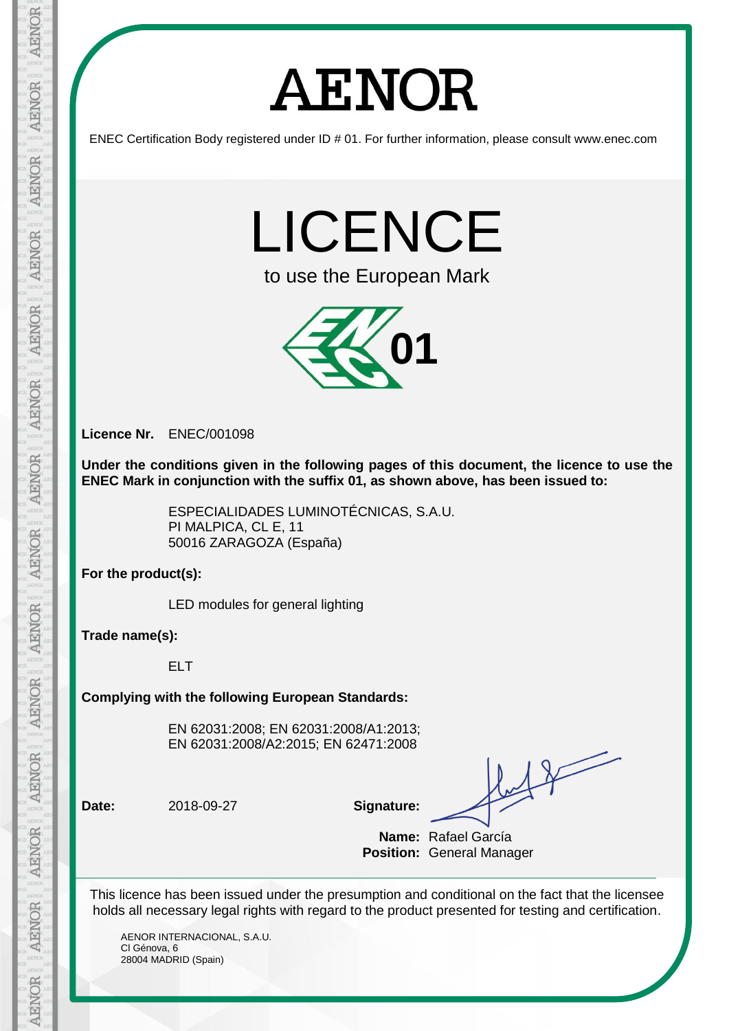# AENOR

ENEC Certification Body registered under ID # 01. For further information, please consult www.enec.com

# LICENCE

to use the European Mark

01

**Licence Nr.** ENEC/001098

**Under the conditions given in the following pages of this document, the licence to use the ENEC Mark in conjunction with the suffix 01, as shown above, has been issued to:**

ESPECIALIDADES LUMINOTÉCNICAS, S.A.U.
PI MALPICA, CL E, 11
50016 ZARAGOZA (España)

**For the product(s):**

LED modules for general lighting

**Trade name(s):**

ELT

**Complying with the following European Standards:**

EN 62031:2008; EN 62031:2008/A1:2013;
EN 62031:2008/A2:2015; EN 62471:2008

**Date:** 2018-09-27 **Signature:**

**Name:** Rafael García
**Position:** General Manager

This licence has been issued under the presumption and conditional on the fact that the licensee holds all necessary legal rights with regard to the product presented for testing and certification.

AENOR INTERNACIONAL, S.A.U.
Cl Génova, 6
28004 MADRID (Spain)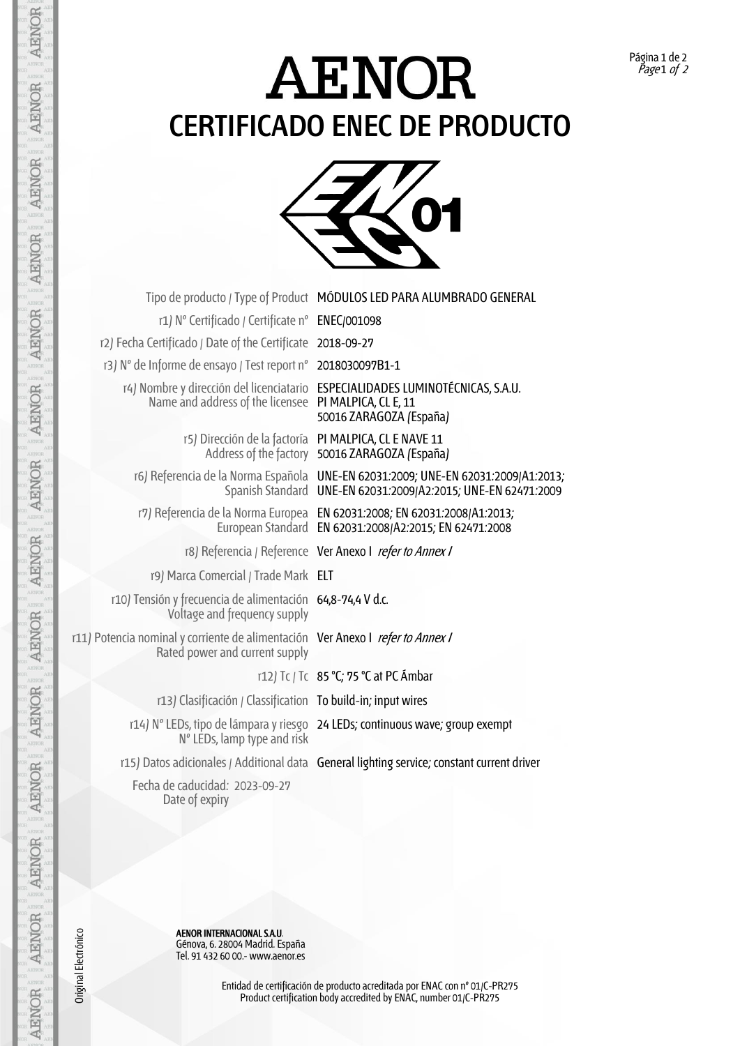# AENOR

## CERTIFICADO ENEC DE PRODUCTO

| | |
|---|---|
| Tipo de producto / Type of Product | MÓDULOS LED PARA ALUMBRADO GENERAL |
| r1) Nº Certificado / Certificate nº | ENEC/001098 |
| r2) Fecha Certificado / Date of the Certificate | 2018-09-27 |
| r3) Nº de Informe de ensayo / Test report nº | 2018030097B1-1 |
| r4) Nombre y dirección del licenciatario<br>Name and address of the licensee | ESPECIALIDADES LUMINOTÉCNICAS, S.A.U.<br>PI MALPICA, CL E, 11<br>50016 ZARAGOZA (España) |
| r5) Dirección de la factoría<br>Address of the factory | PI MALPICA, CL E NAVE 11<br>50016 ZARAGOZA (España) |
| r6) Referencia de la Norma Española<br>Spanish Standard | UNE-EN 62031:2009; UNE-EN 62031:2009/A1:2013;<br>UNE-EN 62031:2009/A2:2015; UNE-EN 62471:2009 |
| r7) Referencia de la Norma Europea<br>European Standard | EN 62031:2008; EN 62031:2008/A1:2013;<br>EN 62031:2008/A2:2015; EN 62471:2008 |
| r8) Referencia / Reference | Ver Anexo I *refer to Annex I* |
| r9) Marca Comercial / Trade Mark | ELT |
| r10) Tensión y frecuencia de alimentación<br>Voltage and frequency supply | 64,8-74,4 V d.c. |
| r11) Potencia nominal y corriente de alimentación<br>Rated power and current supply | Ver Anexo I *refer to Annex I* |
| r12) Tc / Tc | 85 °C; 75 °C at PC Ámbar |
| r13) Clasificación / Classification | To build-in; input wires |
| r14) Nº LEDs, tipo de lámpara y riesgo<br>Nº LEDs, lamp type and risk | 24 LEDs; continuous wave; group exempt |
| r15) Datos adicionales / Additional data | General lighting service; constant current driver |

Fecha de caducidad: 2023-09-27
Date of expiry

Original Electrónico

**AENOR INTERNACIONAL S.A.U.**
Génova, 6. 28004 Madrid. España
Tel. 91 432 60 00.- www.aenor.es

Entidad de certificación de producto acreditada por ENAC con nº 01/C-PR275
Product certification body accredited by ENAC, number 01/C-PR275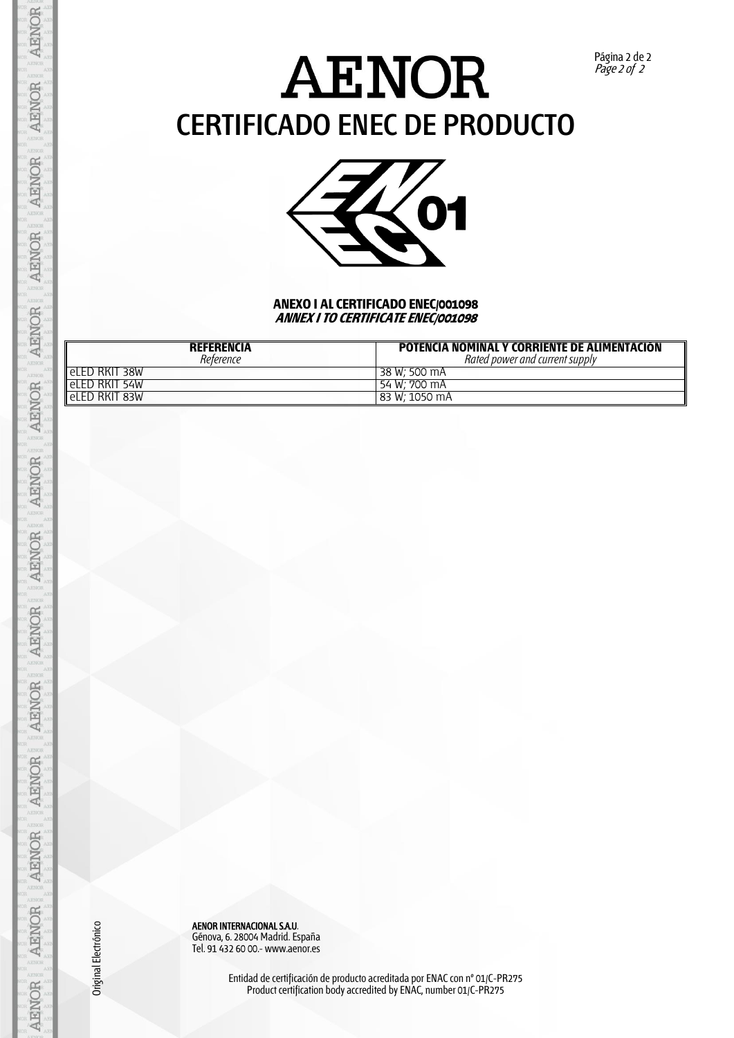# AENOR

## CERTIFICADO ENEC DE PRODUCTO

**ANEXO I AL CERTIFICADO ENEC/001098**
***ANNEX I TO CERTIFICATE ENEC/001098***

| **REFERENCIA** *Reference* | **POTENCIA NOMINAL Y CORRIENTE DE ALIMENTACIÓN** *Rated power and current supply* |
|---|---|
| eLED RKIT 38W | 38 W; 500 mA |
| eLED RKIT 54W | 54 W; 700 mA |
| eLED RKIT 83W | 83 W; 1050 mA |

Original Electrónico

**AENOR INTERNACIONAL S.A.U.**
Génova, 6. 28004 Madrid. España
Tel. 91 432 60 00.- www.aenor.es

Entidad de certificación de producto acreditada por ENAC con nº 01/C-PR275
Product certification body accredited by ENAC, number 01/C-PR275